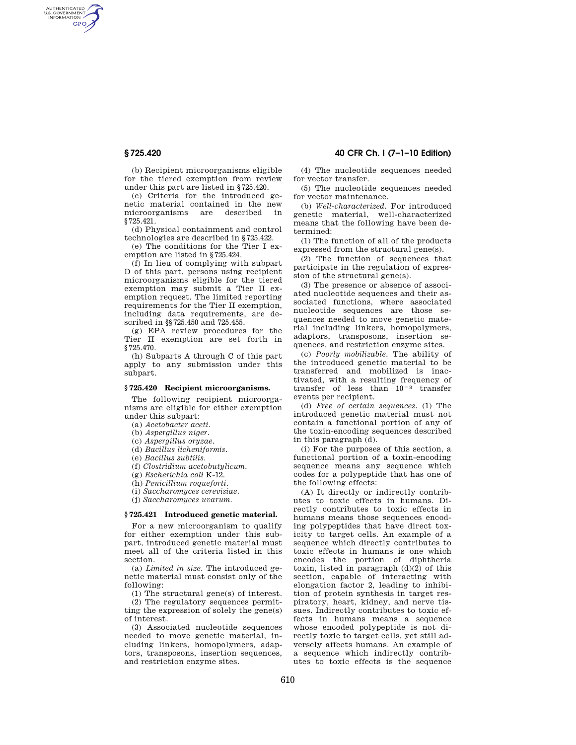(b) Recipient microorganisms eligible for the tiered exemption from review under this part are listed in §725.420.

(c) Criteria for the introduced genetic material contained in the new microorganisms are described in §725.421.

(d) Physical containment and control technologies are described in §725.422.

(e) The conditions for the Tier I exemption are listed in §725.424.

(f) In lieu of complying with subpart D of this part, persons using recipient microorganisms eligible for the tiered exemption may submit a Tier II exemption request. The limited reporting requirements for the Tier II exemption, including data requirements, are described in §§725.450 and 725.455.

(g) EPA review procedures for the Tier II exemption are set forth in §725.470.

(h) Subparts A through C of this part apply to any submission under this subpart.

### § 725.420 Recipient microorganisms.

The following recipient microorganisms are eligible for either exemption under this subpart:

(a) *Acetobacter aceti*.

(b) *Aspergillus niger*.

(c) *Aspergillus oryzae*.

(d) *Bacillus licheniformis*.

(e) *Bacillus subtilis*.

(f) *Clostridium acetobutylicum*.

(g) *Escherichia coli* K-12.

(h) *Penicillium roqueforti*.

(i) *Saccharomyces cerevisiae*.

(j) *Saccharomyces uvarum*.

### § 725.421 Introduced genetic material.

For a new microorganism to qualify for either exemption under this subpart, introduced genetic material must meet all of the criteria listed in this section.

(a) *Limited in size*. The introduced genetic material must consist only of the following:

(1) The structural gene(s) of interest.

(2) The regulatory sequences permitting the expression of solely the gene(s) of interest.

(3) Associated nucleotide sequences needed to move genetic material, including linkers, homopolymers, adaptors, transposons, insertion sequences, and restriction enzyme sites.

(4) The nucleotide sequences needed for vector transfer.

(5) The nucleotide sequences needed for vector maintenance.

(b) *Well-characterized*. For introduced genetic material, well-characterized means that the following have been determined:

(1) The function of all of the products expressed from the structural gene(s).

(2) The function of sequences that participate in the regulation of expression of the structural gene(s).

(3) The presence or absence of associated nucleotide sequences and their associated functions, where associated nucleotide sequences are those sequences needed to move genetic material including linkers, homopolymers, adaptors, transposons, insertion sequences, and restriction enzyme sites.

(c) *Poorly mobilizable*. The ability of the introduced genetic material to be transferred and mobilized is inactivated, with a resulting frequency of transfer of less than $10^{-8}$ transfer events per recipient.

(d) *Free of certain sequences*. (1) The introduced genetic material must not contain a functional portion of any of the toxin-encoding sequences described in this paragraph (d).

(i) For the purposes of this section, a functional portion of a toxin-encoding sequence means any sequence which codes for a polypeptide that has one of the following effects:

(A) It directly or indirectly contributes to toxic effects in humans. Directly contributes to toxic effects in humans means those sequences encoding polypeptides that have direct toxicity to target cells. An example of a sequence which directly contributes to toxic effects in humans is one which encodes the portion of diphtheria toxin, listed in paragraph (d)(2) of this section, capable of interacting with elongation factor 2, leading to inhibition of protein synthesis in target respiratory, heart, kidney, and nerve tissues. Indirectly contributes to toxic effects in humans means a sequence whose encoded polypeptide is not directly toxic to target cells, yet still adversely affects humans. An example of a sequence which indirectly contributes to toxic effects is the sequence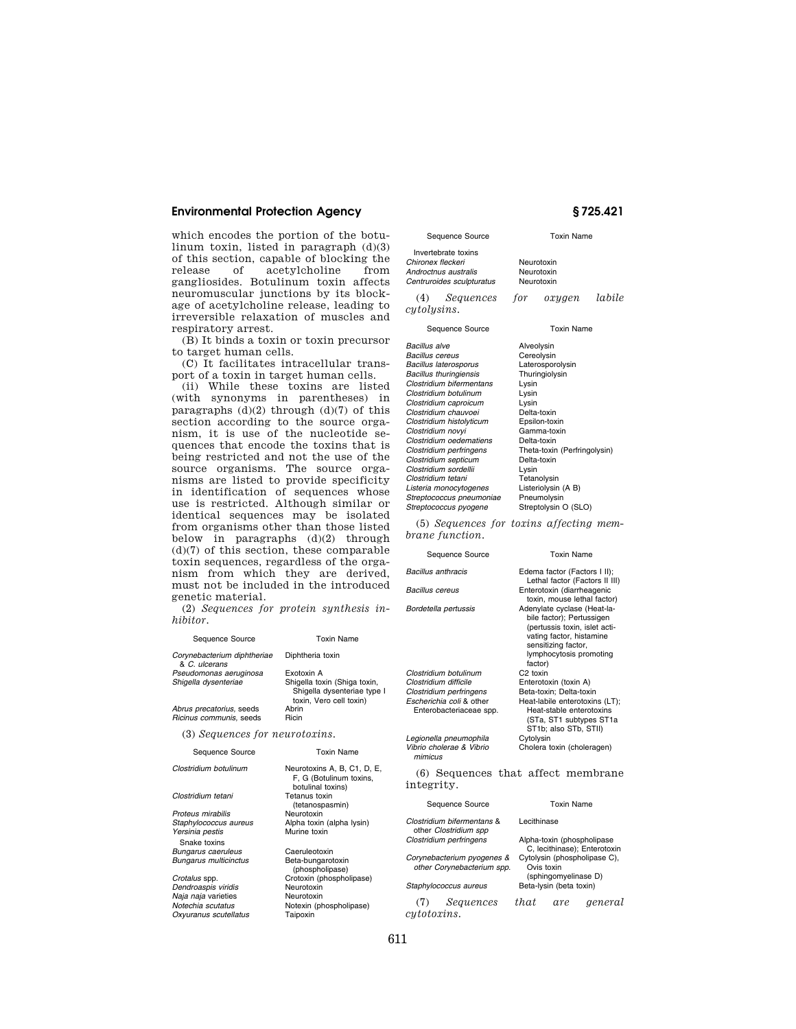which encodes the portion of the botulinum toxin, listed in paragraph (d)(3) of this section, capable of blocking the release of acetylcholine from gangliosides. Botulinum toxin affects neuromuscular junctions by its blockage of acetylcholine release, leading to irreversible relaxation of muscles and respiratory arrest.

(B) It binds a toxin or toxin precursor to target human cells.

(C) It facilitates intracellular transport of a toxin in target human cells.

(ii) While these toxins are listed (with synonyms in parentheses) in paragraphs (d)(2) through (d)(7) of this section according to the source organism, it is use of the nucleotide sequences that encode the toxins that is being restricted and not the use of the source organisms. The source organisms are listed to provide specificity in identification of sequences whose use is restricted. Although similar or identical sequences may be isolated from organisms other than those listed below in paragraphs (d)(2) through (d)(7) of this section, these comparable toxin sequences, regardless of the organism from which they are derived, must not be included in the introduced genetic material.

(2) *Sequences for protein synthesis inhibitor.*

| Sequence Source | Toxin Name |
|---|---|
| *Corynebacterium diphtheriae* & *C. ulcerans* | Diphtheria toxin |
| *Pseudomonas aeruginosa* | Exotoxin A |
| *Shigella dysenteriae* | Shigella toxin (Shiga toxin, Shigella dysenteriae type I toxin, Vero cell toxin) |
| *Abrus precatorius*, seeds | Abrin |
| *Ricinus communis*, seeds | Ricin |

(3) *Sequences for neurotoxins.*

| Sequence Source | Toxin Name |
|---|---|
| *Clostridium botulinum* | Neurotoxins A, B, C1, D, E, F, G (Botulinum toxins, botulinal toxins) |
| *Clostridium tetani* | Tetanus toxin (tetanospasmin) |
| *Proteus mirabilis* | Neurotoxin |
| *Staphylococcus aureus* | Alpha toxin (alpha lysin) |
| *Yersinia pestis* | Murine toxin |
| Snake toxins | |
| *Bungarus caeruleus* | Caeruleotoxin |
| *Bungarus multicinctus* | Beta-bungarotoxin (phospholipase) |
| *Crotalus* spp. | Crotoxin (phospholipase) |
| *Dendroaspis viridis* | Neurotoxin |
| *Naja naja* varieties | Neurotoxin |
| *Notechia scutatus* | Notexin (phospholipase) |
| *Oxyuranus scutellatus* | Taipoxin |
| Invertebrate toxins | |
| *Chironex fleckeri* | Neurotoxin |
| *Androctnus australis* | Neurotoxin |
| *Centruroides sculpturatus* | Neurotoxin |

(4) *Sequences for oxygen labile cytolysins.*

| Sequence Source | Toxin Name |
|---|---|
| *Bacillus alve* | Alveolysin |
| *Bacillus cereus* | Cereolysin |
| *Bacillus laterosporus* | Laterosporolysin |
| *Bacillus thuringiensis* | Thuringiolysin |
| *Clostridium bifermentans* | Lysin |
| *Clostridium botulinum* | Lysin |
| *Clostridium caproicum* | Lysin |
| *Clostridium chauvoei* | Delta-toxin |
| *Clostridium histolyticum* | Epsilon-toxin |
| *Clostridium novyi* | Gamma-toxin |
| *Clostridium oedematiens* | Delta-toxin |
| *Clostridium perfringens* | Theta-toxin (Perfringolysin) |
| *Clostridium septicum* | Delta-toxin |
| *Clostridium sordellii* | Lysin |
| *Clostridium tetani* | Tetanolysin |
| *Listeria monocytogenes* | Listeriolysin (A B) |
| *Streptococcus pneumoniae* | Pneumolysin |
| *Streptococcus pyogene* | Streptolysin O (SLO) |

(5) *Sequences for toxins affecting membrane function.*

| Sequence Source | Toxin Name |
|---|---|
| *Bacillus anthracis* | Edema factor (Factors I II); Lethal factor (Factors II III) |
| *Bacillus cereus* | Enterotoxin (diarrheagenic toxin, mouse lethal factor) |
| *Bordetella pertussis* | Adenylate cyclase (Heat-labile factor); Pertussigen (pertussis toxin, islet activating factor, histamine sensitizing factor, lymphocytosis promoting factor) |
| *Clostridium botulinum* | C2 toxin |
| *Clostridium difficile* | Enterotoxin (toxin A) |
| *Clostridium perfringens* | Beta-toxin; Delta-toxin |
| *Escherichia coli* & other Enterobacteriaceae spp. | Heat-labile enterotoxins (LT); Heat-stable enterotoxins (STa, ST1 subtypes ST1a ST1b; also STb, STII) |
| *Legionella pneumophila* | Cytolysin |
| *Vibrio cholerae* & *Vibrio mimicus* | Cholera toxin (choleragen) |

(6) Sequences that affect membrane integrity.

| Sequence Source | Toxin Name |
|---|---|
| *Clostridium bifermentans* & other *Clostridium spp* | Lecithinase |
| *Clostridium perfringens* | Alpha-toxin (phospholipase C, lecithinase); Enterotoxin |
| *Corynebacterium pyogenes* & *other Corynebacterium spp.* | Cytolysin (phospholipase C), Ovis toxin (sphingomyelinase D) |
| *Staphylococcus aureus* | Beta-lysin (beta toxin) |

(7) *Sequences that are general cytotoxins.*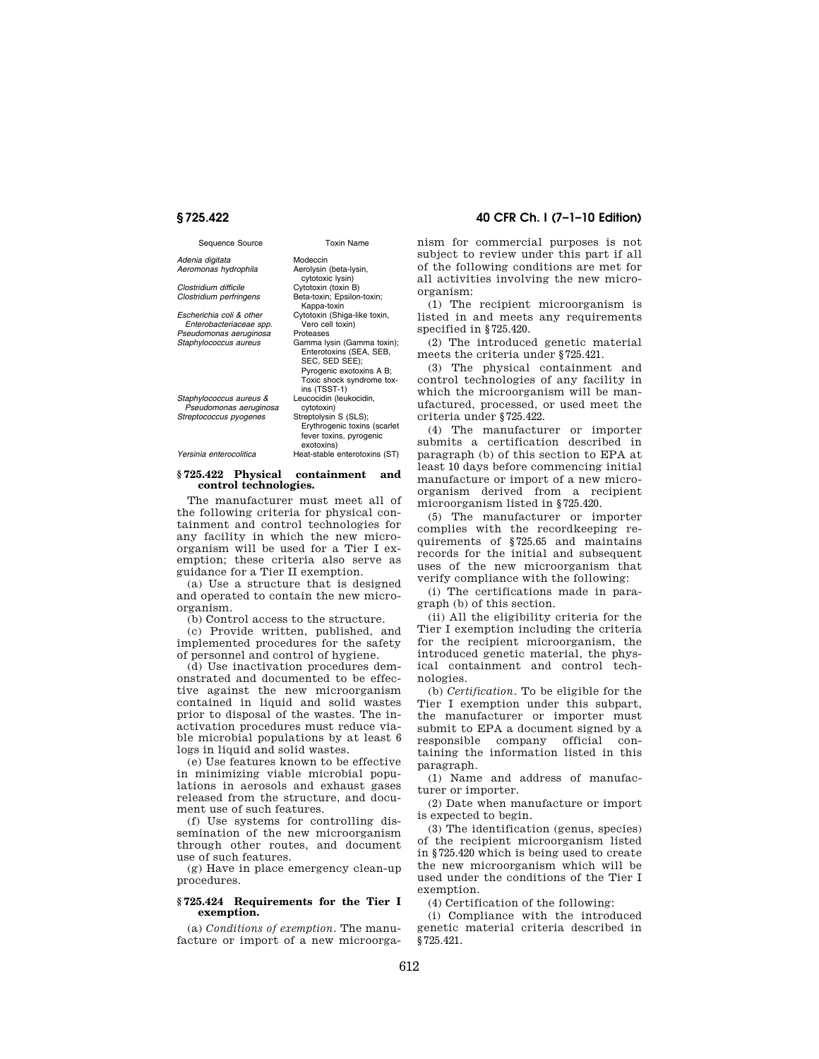| Sequence Source | Toxin Name |
| --- | --- |
| *Adenia digitata* | Modeccin |
| *Aeromonas hydrophila* | Aerolysin (beta-lysin, cytotoxic lysin) |
| *Clostridium difficile* | Cytotoxin (toxin B) |
| *Clostridium perfringens* | Beta-toxin; Epsilon-toxin; Kappa-toxin |
| *Escherichia coli & other Enterobacteriaceae spp.* | Cytotoxin (Shiga-like toxin, Vero cell toxin) |
| *Pseudomonas aeruginosa* | Proteases |
| *Staphylococcus aureus* | Gamma lysin (Gamma toxin); Enterotoxins (SEA, SEB, SEC, SED SEE); Pyrogenic exotoxins A B; Toxic shock syndrome toxins (TSST-1) |
| *Staphylococcus aureus & Pseudomonas aeruginosa* | Leucocidin (leukocidin, cytotoxin) |
| *Streptococcus pyogenes* | Streptolysin S (SLS); Erythrogenic toxins (scarlet fever toxins, pyrogenic exotoxins) |
| *Yersinia enterocolitica* | Heat-stable enterotoxins (ST) |

### § 725.422 Physical containment and control technologies.

The manufacturer must meet all of the following criteria for physical containment and control technologies for any facility in which the new microorganism will be used for a Tier I exemption; these criteria also serve as guidance for a Tier II exemption.

(a) Use a structure that is designed and operated to contain the new microorganism.

(b) Control access to the structure.

(c) Provide written, published, and implemented procedures for the safety of personnel and control of hygiene.

(d) Use inactivation procedures demonstrated and documented to be effective against the new microorganism contained in liquid and solid wastes prior to disposal of the wastes. The inactivation procedures must reduce viable microbial populations by at least 6 logs in liquid and solid wastes.

(e) Use features known to be effective in minimizing viable microbial populations in aerosols and exhaust gases released from the structure, and document use of such features.

(f) Use systems for controlling dissemination of the new microorganism through other routes, and document use of such features.

(g) Have in place emergency clean-up procedures.

### § 725.424 Requirements for the Tier I exemption.

(a) *Conditions of exemption.* The manufacture or import of a new microorganism for commercial purposes is not subject to review under this part if all of the following conditions are met for all activities involving the new microorganism:

(1) The recipient microorganism is listed in and meets any requirements specified in § 725.420.

(2) The introduced genetic material meets the criteria under § 725.421.

(3) The physical containment and control technologies of any facility in which the microorganism will be manufactured, processed, or used meet the criteria under § 725.422.

(4) The manufacturer or importer submits a certification described in paragraph (b) of this section to EPA at least 10 days before commencing initial manufacture or import of a new microorganism derived from a recipient microorganism listed in § 725.420.

(5) The manufacturer or importer complies with the recordkeeping requirements of § 725.65 and maintains records for the initial and subsequent uses of the new microorganism that verify compliance with the following:

(i) The certifications made in paragraph (b) of this section.

(ii) All the eligibility criteria for the Tier I exemption including the criteria for the recipient microorganism, the introduced genetic material, the physical containment and control technologies.

(b) *Certification.* To be eligible for the Tier I exemption under this subpart, the manufacturer or importer must submit to EPA a document signed by a responsible company official containing the information listed in this paragraph.

(1) Name and address of manufacturer or importer.

(2) Date when manufacture or import is expected to begin.

(3) The identification (genus, species) of the recipient microorganism listed in § 725.420 which is being used to create the new microorganism which will be used under the conditions of the Tier I exemption.

(4) Certification of the following:

(i) Compliance with the introduced genetic material criteria described in § 725.421.